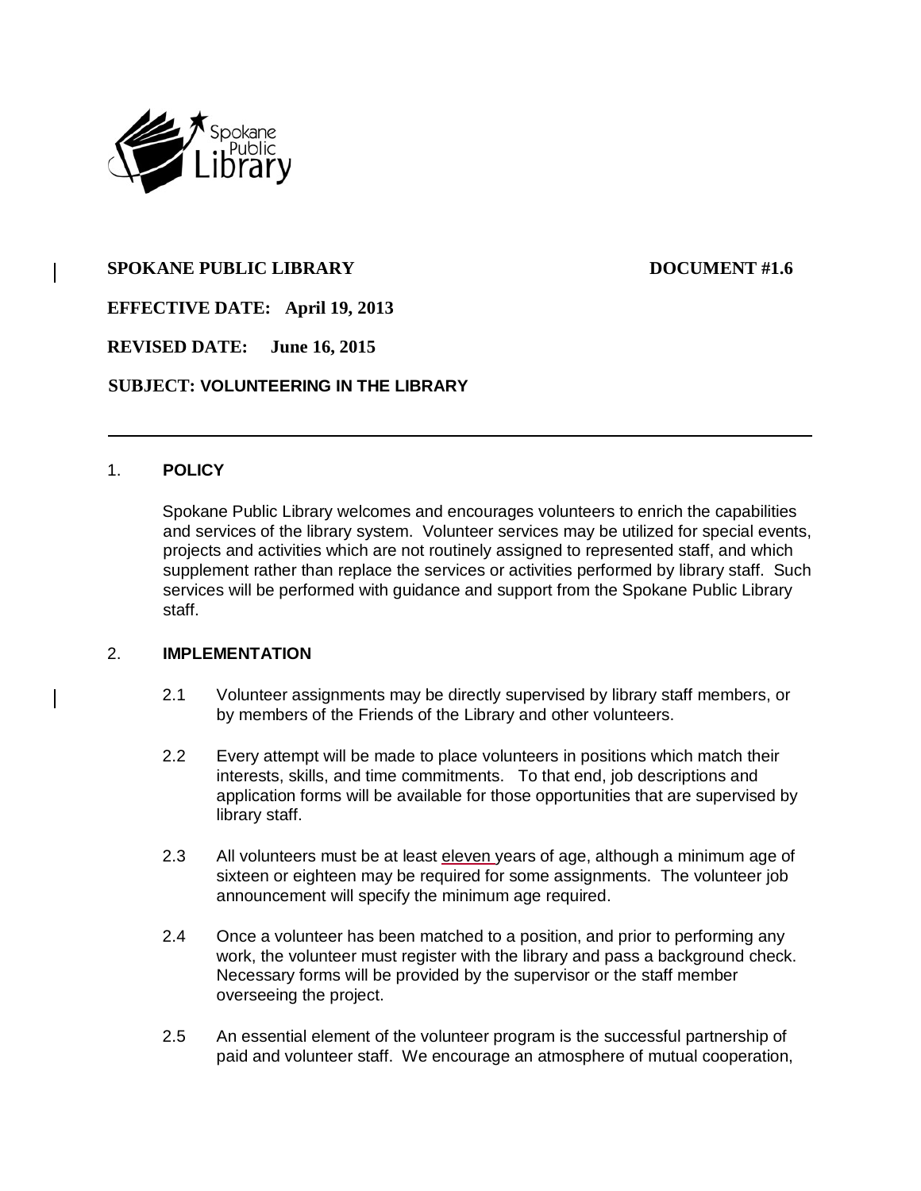**SPOKANE PUBLIC LIBRARY** **DOCUMENT #1.6**

**EFFECTIVE DATE: April 19, 2013**

**REVISED DATE: June 16, 2015**

**SUBJECT: VOLUNTEERING IN THE LIBRARY**

---

## 1. POLICY

Spokane Public Library welcomes and encourages volunteers to enrich the capabilities and services of the library system. Volunteer services may be utilized for special events, projects and activities which are not routinely assigned to represented staff, and which supplement rather than replace the services or activities performed by library staff. Such services will be performed with guidance and support from the Spokane Public Library staff.

## 2. IMPLEMENTATION

2.1 Volunteer assignments may be directly supervised by library staff members, or by members of the Friends of the Library and other volunteers.

2.2 Every attempt will be made to place volunteers in positions which match their interests, skills, and time commitments. To that end, job descriptions and application forms will be available for those opportunities that are supervised by library staff.

2.3 All volunteers must be at least eleven years of age, although a minimum age of sixteen or eighteen may be required for some assignments. The volunteer job announcement will specify the minimum age required.

2.4 Once a volunteer has been matched to a position, and prior to performing any work, the volunteer must register with the library and pass a background check. Necessary forms will be provided by the supervisor or the staff member overseeing the project.

2.5 An essential element of the volunteer program is the successful partnership of paid and volunteer staff. We encourage an atmosphere of mutual cooperation,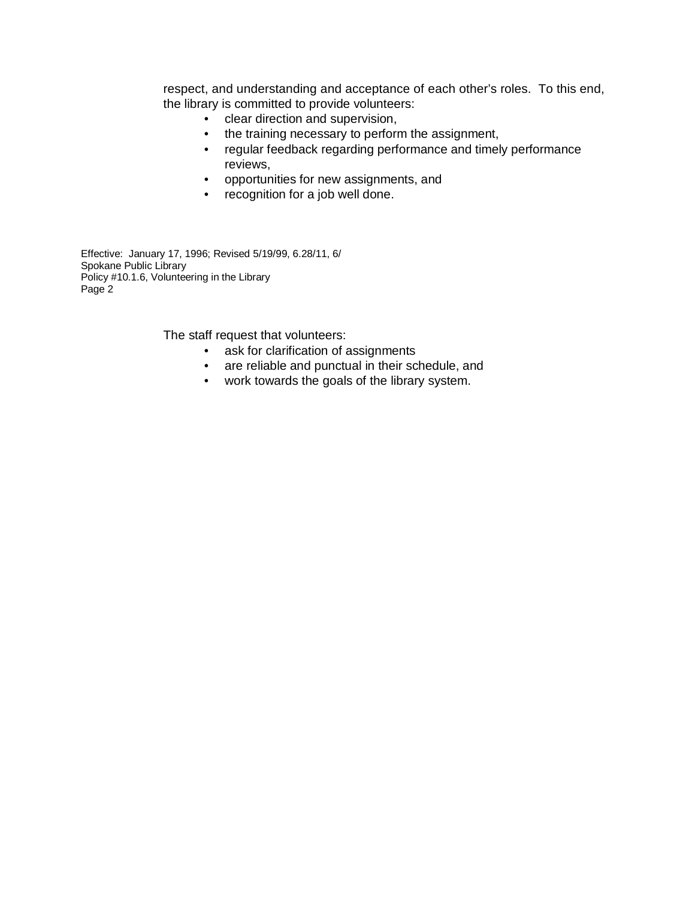respect, and understanding and acceptance of each other's roles. To this end, the library is committed to provide volunteers:

- clear direction and supervision,
- the training necessary to perform the assignment,
- regular feedback regarding performance and timely performance reviews,
- opportunities for new assignments, and
- recognition for a job well done.

The staff request that volunteers:

- ask for clarification of assignments
- are reliable and punctual in their schedule, and
- work towards the goals of the library system.